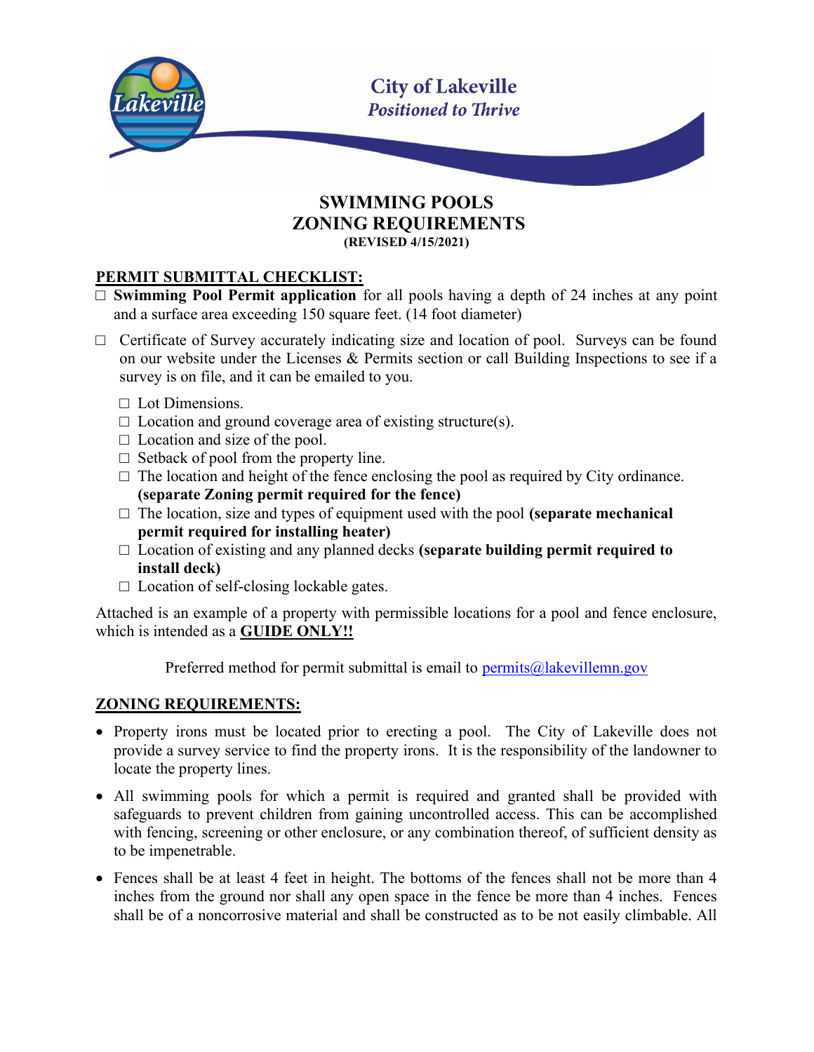City of Lakeville
*Positioned to Thrive*

# SWIMMING POOLS
# ZONING REQUIREMENTS
**(REVISED 4/15/2021)**

## PERMIT SUBMITTAL CHECKLIST:

- ☐ **Swimming Pool Permit application** for all pools having a depth of 24 inches at any point and a surface area exceeding 150 square feet. (14 foot diameter)
- ☐ Certificate of Survey accurately indicating size and location of pool. Surveys can be found on our website under the Licenses & Permits section or call Building Inspections to see if a survey is on file, and it can be emailed to you.
  - ☐ Lot Dimensions.
  - ☐ Location and ground coverage area of existing structure(s).
  - ☐ Location and size of the pool.
  - ☐ Setback of pool from the property line.
  - ☐ The location and height of the fence enclosing the pool as required by City ordinance. **(separate Zoning permit required for the fence)**
  - ☐ The location, size and types of equipment used with the pool **(separate mechanical permit required for installing heater)**
  - ☐ Location of existing and any planned decks **(separate building permit required to install deck)**
  - ☐ Location of self-closing lockable gates.

Attached is an example of a property with permissible locations for a pool and fence enclosure, which is intended as a **GUIDE ONLY!!**

Preferred method for permit submittal is email to [permits@lakevillemn.gov](mailto:permits@lakevillemn.gov)

## ZONING REQUIREMENTS:

- Property irons must be located prior to erecting a pool. The City of Lakeville does not provide a survey service to find the property irons. It is the responsibility of the landowner to locate the property lines.
- All swimming pools for which a permit is required and granted shall be provided with safeguards to prevent children from gaining uncontrolled access. This can be accomplished with fencing, screening or other enclosure, or any combination thereof, of sufficient density as to be impenetrable.
- Fences shall be at least 4 feet in height. The bottoms of the fences shall not be more than 4 inches from the ground nor shall any open space in the fence be more than 4 inches. Fences shall be of a noncorrosive material and shall be constructed as to be not easily climbable. All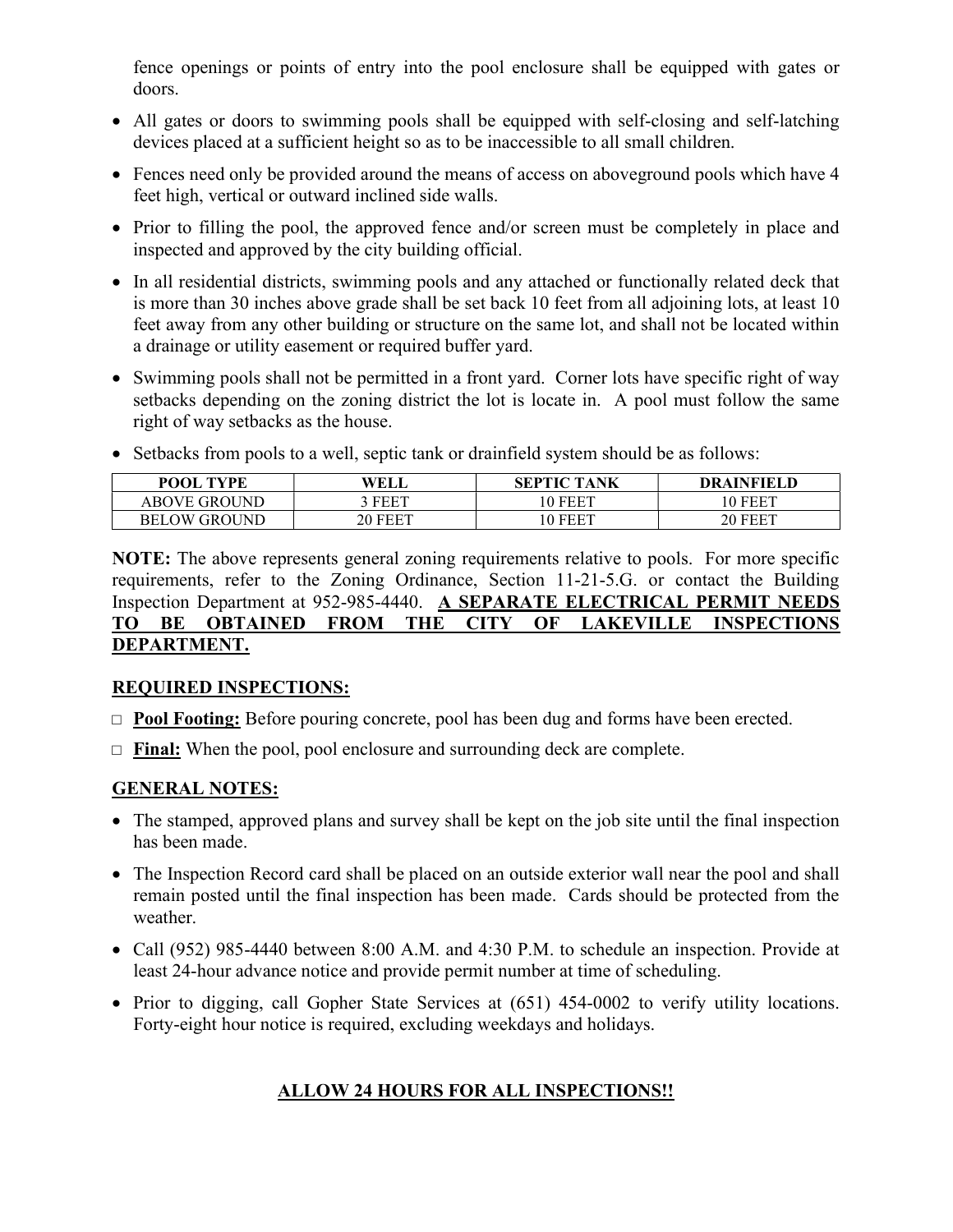fence openings or points of entry into the pool enclosure shall be equipped with gates or doors.

- All gates or doors to swimming pools shall be equipped with self-closing and self-latching devices placed at a sufficient height so as to be inaccessible to all small children.
- Fences need only be provided around the means of access on aboveground pools which have 4 feet high, vertical or outward inclined side walls.
- Prior to filling the pool, the approved fence and/or screen must be completely in place and inspected and approved by the city building official.
- In all residential districts, swimming pools and any attached or functionally related deck that is more than 30 inches above grade shall be set back 10 feet from all adjoining lots, at least 10 feet away from any other building or structure on the same lot, and shall not be located within a drainage or utility easement or required buffer yard.
- Swimming pools shall not be permitted in a front yard. Corner lots have specific right of way setbacks depending on the zoning district the lot is locate in. A pool must follow the same right of way setbacks as the house.
- Setbacks from pools to a well, septic tank or drainfield system should be as follows:

| POOL TYPE | WELL | SEPTIC TANK | DRAINFIELD |
|---|---|---|---|
| ABOVE GROUND | 3 FEET | 10 FEET | 10 FEET |
| BELOW GROUND | 20 FEET | 10 FEET | 20 FEET |

**NOTE:** The above represents general zoning requirements relative to pools. For more specific requirements, refer to the Zoning Ordinance, Section 11-21-5.G. or contact the Building Inspection Department at 952-985-4440. **A SEPARATE ELECTRICAL PERMIT NEEDS TO BE OBTAINED FROM THE CITY OF LAKEVILLE INSPECTIONS DEPARTMENT.**

## REQUIRED INSPECTIONS:

□ **Pool Footing:** Before pouring concrete, pool has been dug and forms have been erected.

□ **Final:** When the pool, pool enclosure and surrounding deck are complete.

## GENERAL NOTES:

- The stamped, approved plans and survey shall be kept on the job site until the final inspection has been made.
- The Inspection Record card shall be placed on an outside exterior wall near the pool and shall remain posted until the final inspection has been made. Cards should be protected from the weather.
- Call (952) 985-4440 between 8:00 A.M. and 4:30 P.M. to schedule an inspection. Provide at least 24-hour advance notice and provide permit number at time of scheduling.
- Prior to digging, call Gopher State Services at (651) 454-0002 to verify utility locations. Forty-eight hour notice is required, excluding weekdays and holidays.

**ALLOW 24 HOURS FOR ALL INSPECTIONS!!**